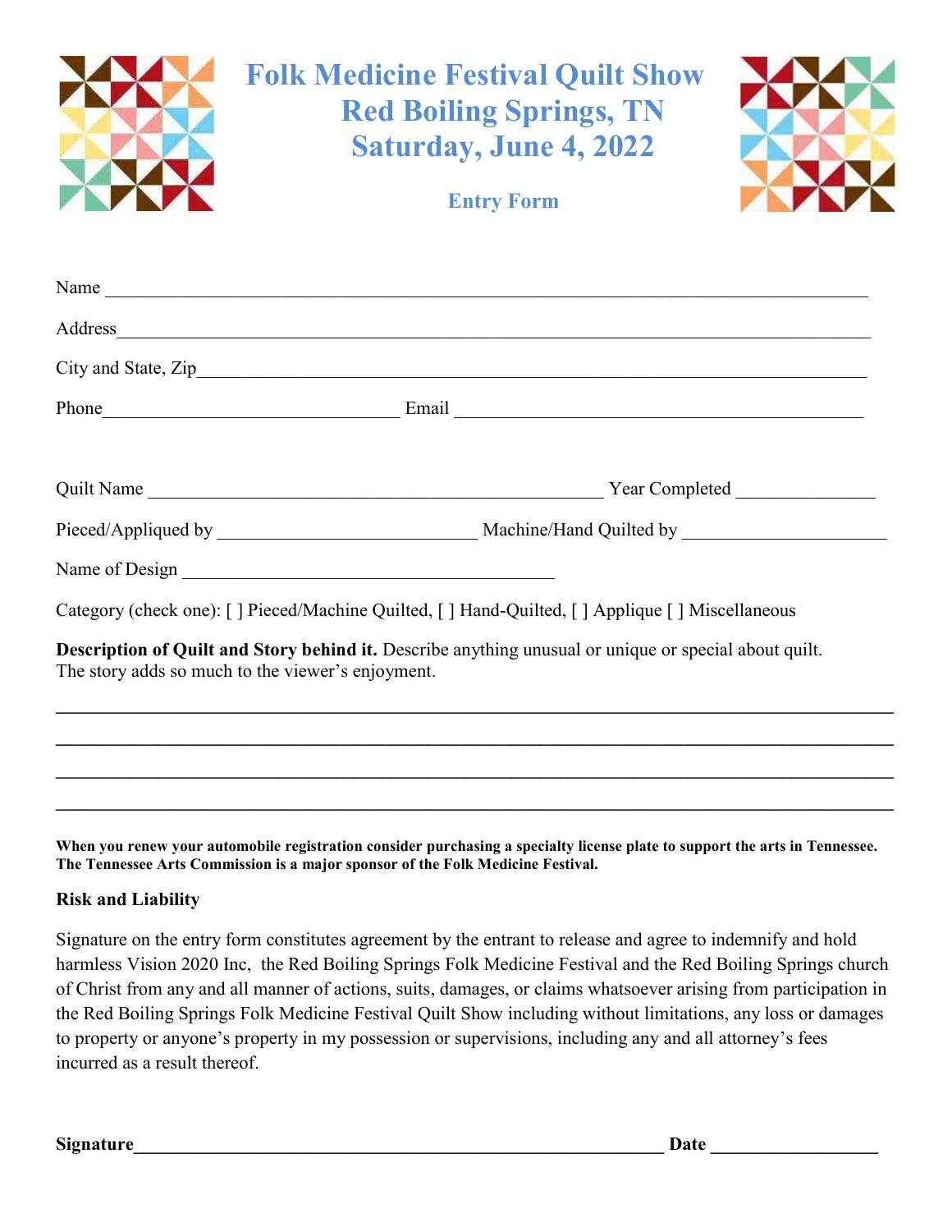# Folk Medicine Festival Quilt Show
# Red Boiling Springs, TN
# Saturday, June 4, 2022

### Entry Form

Name ___________________________________________________________________________

Address_________________________________________________________________________

City and State, Zip________________________________________________________________

Phone______________________________ Email __________________________________________

Quilt Name ______________________________________________ Year Completed ______________

Pieced/Appliqued by ___________________________ Machine/Hand Quilted by _____________________

Name of Design _______________________________________

Category (check one): [ ] Pieced/Machine Quilted, [ ] Hand-Quilted, [ ] Applique [ ] Miscellaneous

**Description of Quilt and Story behind it.** Describe anything unusual or unique or special about quilt. The story adds so much to the viewer's enjoyment.

_______________________________________________________________________________________

_______________________________________________________________________________________

_______________________________________________________________________________________

_______________________________________________________________________________________

**When you renew your automobile registration consider purchasing a specialty license plate to support the arts in Tennessee. The Tennessee Arts Commission is a major sponsor of the Folk Medicine Festival.**

### Risk and Liability

Signature on the entry form constitutes agreement by the entrant to release and agree to indemnify and hold harmless Vision 2020 Inc, the Red Boiling Springs Folk Medicine Festival and the Red Boiling Springs church of Christ from any and all manner of actions, suits, damages, or claims whatsoever arising from participation in the Red Boiling Springs Folk Medicine Festival Quilt Show including without limitations, any loss or damages to property or anyone's property in my possession or supervisions, including any and all attorney's fees incurred as a result thereof.

**Signature**_________________________________________________________ **Date** _________________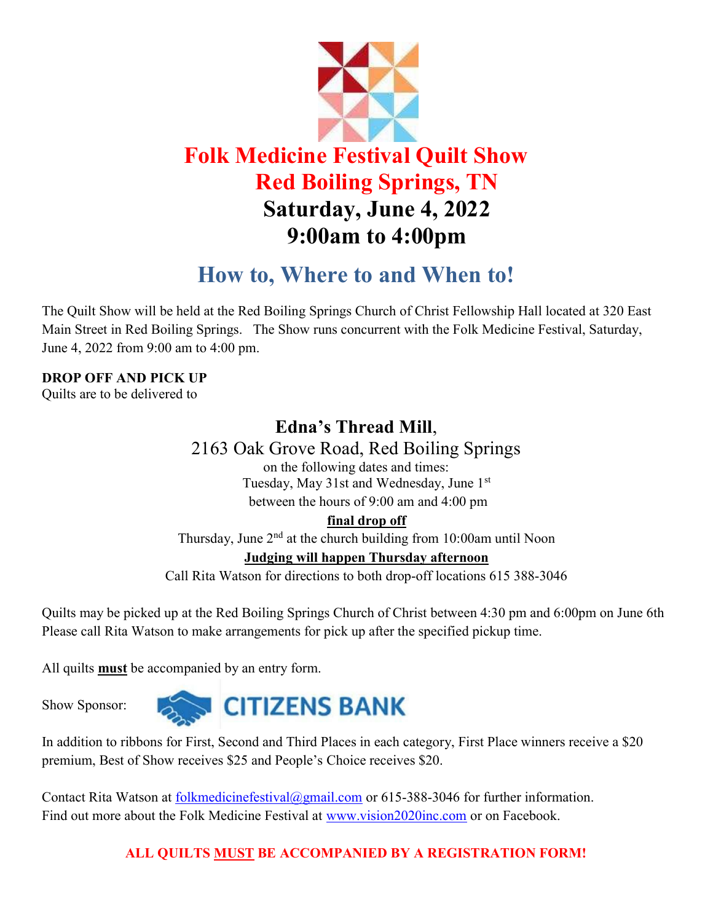# Folk Medicine Festival Quilt Show

# Red Boiling Springs, TN

## Saturday, June 4, 2022

## 9:00am to 4:00pm

## How to, Where to and When to!

The Quilt Show will be held at the Red Boiling Springs Church of Christ Fellowship Hall located at 320 East Main Street in Red Boiling Springs. The Show runs concurrent with the Folk Medicine Festival, Saturday, June 4, 2022 from 9:00 am to 4:00 pm.

**DROP OFF AND PICK UP**

Quilts are to be delivered to

**Edna's Thread Mill**,
2163 Oak Grove Road, Red Boiling Springs
on the following dates and times:
Tuesday, May 31st and Wednesday, June 1st
between the hours of 9:00 am and 4:00 pm

**final drop off**

Thursday, June 2nd at the church building from 10:00am until Noon

**Judging will happen Thursday afternoon**

Call Rita Watson for directions to both drop-off locations 615 388-3046

Quilts may be picked up at the Red Boiling Springs Church of Christ between 4:30 pm and 6:00pm on June 6th
Please call Rita Watson to make arrangements for pick up after the specified pickup time.

All quilts **must** be accompanied by an entry form.

Show Sponsor: CITIZENS BANK

In addition to ribbons for First, Second and Third Places in each category, First Place winners receive a $20 premium, Best of Show receives $25 and People's Choice receives $20.

Contact Rita Watson at folkmedicinefestival@gmail.com or 615-388-3046 for further information.
Find out more about the Folk Medicine Festival at www.vision2020inc.com or on Facebook.

**ALL QUILTS MUST BE ACCOMPANIED BY A REGISTRATION FORM!**